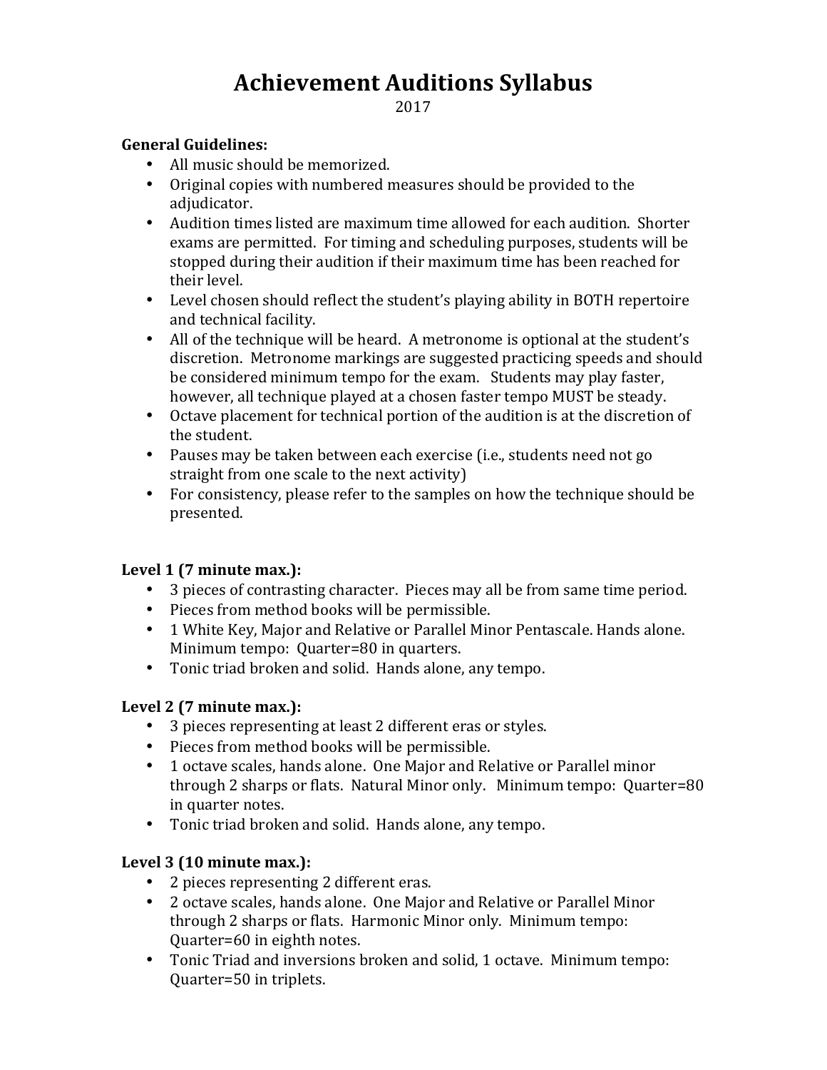# Achievement Auditions Syllabus

2017

**General Guidelines:**

- All music should be memorized.
- Original copies with numbered measures should be provided to the adjudicator.
- Audition times listed are maximum time allowed for each audition. Shorter exams are permitted. For timing and scheduling purposes, students will be stopped during their audition if their maximum time has been reached for their level.
- Level chosen should reflect the student's playing ability in BOTH repertoire and technical facility.
- All of the technique will be heard. A metronome is optional at the student's discretion. Metronome markings are suggested practicing speeds and should be considered minimum tempo for the exam. Students may play faster, however, all technique played at a chosen faster tempo MUST be steady.
- Octave placement for technical portion of the audition is at the discretion of the student.
- Pauses may be taken between each exercise (i.e., students need not go straight from one scale to the next activity)
- For consistency, please refer to the samples on how the technique should be presented.

**Level 1 (7 minute max.):**

- 3 pieces of contrasting character. Pieces may all be from same time period.
- Pieces from method books will be permissible.
- 1 White Key, Major and Relative or Parallel Minor Pentascale. Hands alone. Minimum tempo: Quarter=80 in quarters.
- Tonic triad broken and solid. Hands alone, any tempo.

**Level 2 (7 minute max.):**

- 3 pieces representing at least 2 different eras or styles.
- Pieces from method books will be permissible.
- 1 octave scales, hands alone. One Major and Relative or Parallel minor through 2 sharps or flats. Natural Minor only. Minimum tempo: Quarter=80 in quarter notes.
- Tonic triad broken and solid. Hands alone, any tempo.

**Level 3 (10 minute max.):**

- 2 pieces representing 2 different eras.
- 2 octave scales, hands alone. One Major and Relative or Parallel Minor through 2 sharps or flats. Harmonic Minor only. Minimum tempo: Quarter=60 in eighth notes.
- Tonic Triad and inversions broken and solid, 1 octave. Minimum tempo: Quarter=50 in triplets.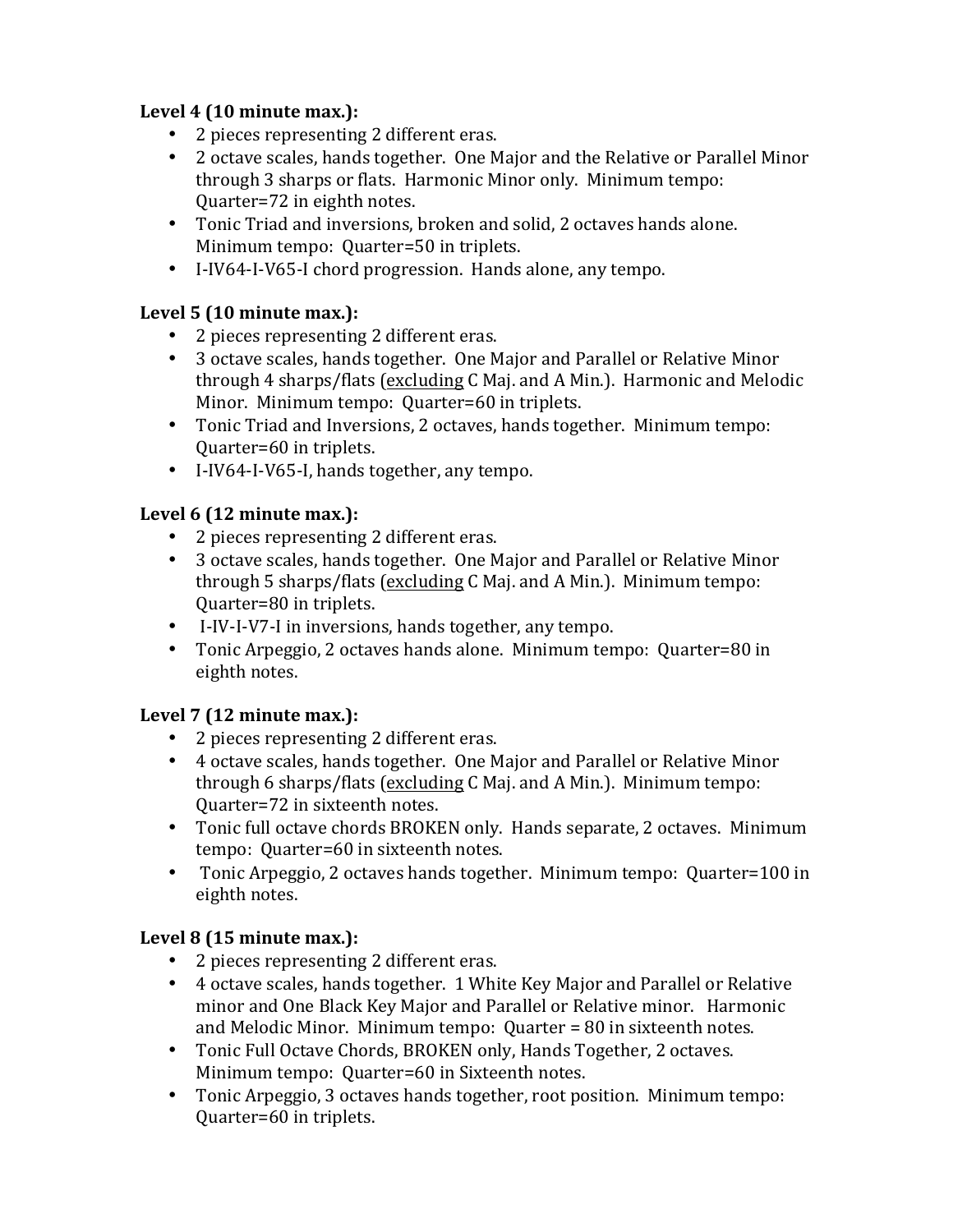**Level 4 (10 minute max.):**

- 2 pieces representing 2 different eras.
- 2 octave scales, hands together. One Major and the Relative or Parallel Minor through 3 sharps or flats. Harmonic Minor only. Minimum tempo: Quarter=72 in eighth notes.
- Tonic Triad and inversions, broken and solid, 2 octaves hands alone. Minimum tempo: Quarter=50 in triplets.
- I-IV64-I-V65-I chord progression. Hands alone, any tempo.

**Level 5 (10 minute max.):**

- 2 pieces representing 2 different eras.
- 3 octave scales, hands together. One Major and Parallel or Relative Minor through 4 sharps/flats (<u>excluding</u> C Maj. and A Min.). Harmonic and Melodic Minor. Minimum tempo: Quarter=60 in triplets.
- Tonic Triad and Inversions, 2 octaves, hands together. Minimum tempo: Quarter=60 in triplets.
- I-IV64-I-V65-I, hands together, any tempo.

**Level 6 (12 minute max.):**

- 2 pieces representing 2 different eras.
- 3 octave scales, hands together. One Major and Parallel or Relative Minor through 5 sharps/flats (<u>excluding</u> C Maj. and A Min.). Minimum tempo: Quarter=80 in triplets.
- I-IV-I-V7-I in inversions, hands together, any tempo.
- Tonic Arpeggio, 2 octaves hands alone. Minimum tempo: Quarter=80 in eighth notes.

**Level 7 (12 minute max.):**

- 2 pieces representing 2 different eras.
- 4 octave scales, hands together. One Major and Parallel or Relative Minor through 6 sharps/flats (<u>excluding</u> C Maj. and A Min.). Minimum tempo: Quarter=72 in sixteenth notes.
- Tonic full octave chords BROKEN only. Hands separate, 2 octaves. Minimum tempo: Quarter=60 in sixteenth notes.
- Tonic Arpeggio, 2 octaves hands together. Minimum tempo: Quarter=100 in eighth notes.

**Level 8 (15 minute max.):**

- 2 pieces representing 2 different eras.
- 4 octave scales, hands together. 1 White Key Major and Parallel or Relative minor and One Black Key Major and Parallel or Relative minor. Harmonic and Melodic Minor. Minimum tempo: Quarter = 80 in sixteenth notes.
- Tonic Full Octave Chords, BROKEN only, Hands Together, 2 octaves. Minimum tempo: Quarter=60 in Sixteenth notes.
- Tonic Arpeggio, 3 octaves hands together, root position. Minimum tempo: Quarter=60 in triplets.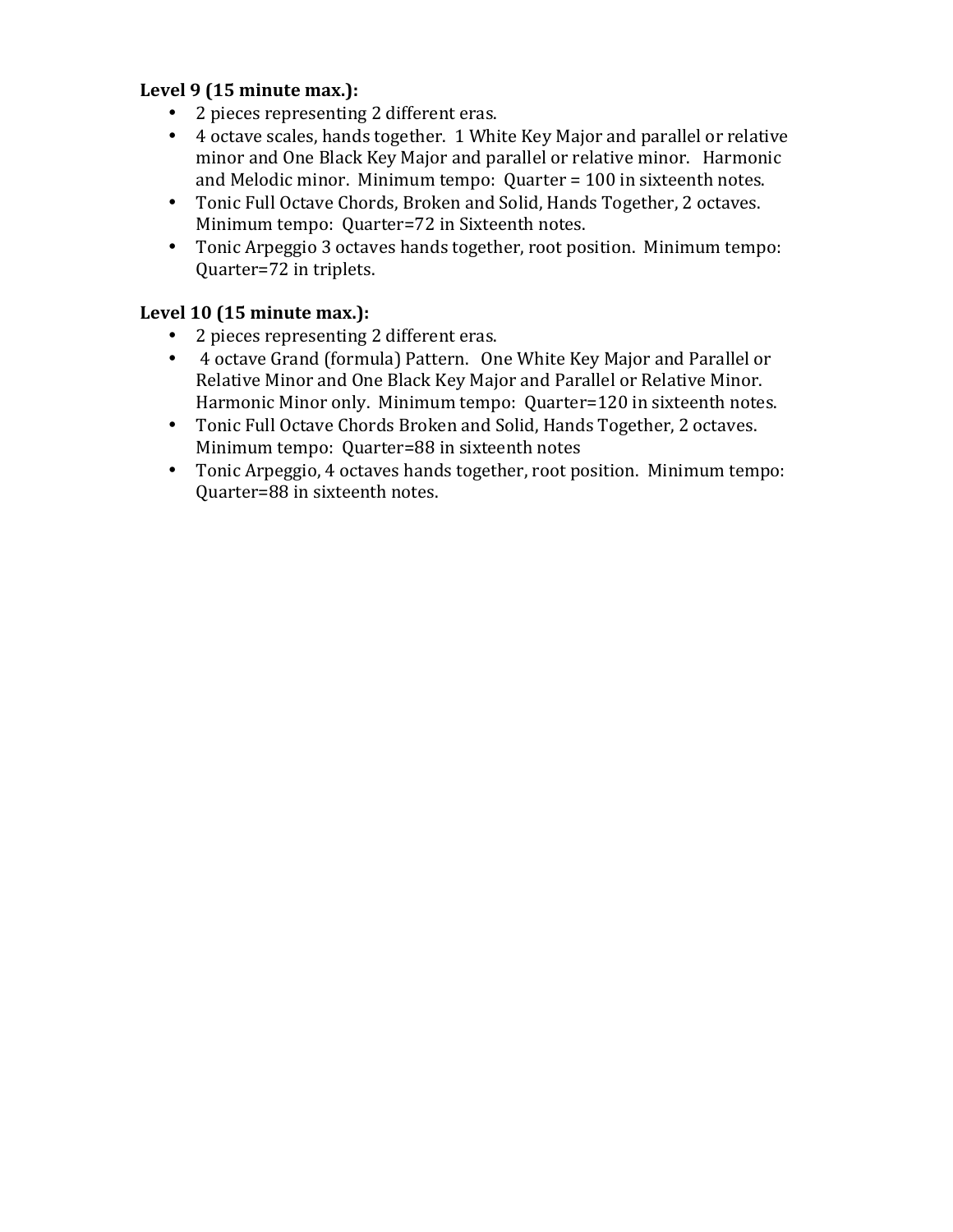**Level 9 (15 minute max.):**

- 2 pieces representing 2 different eras.
- 4 octave scales, hands together. 1 White Key Major and parallel or relative minor and One Black Key Major and parallel or relative minor. Harmonic and Melodic minor. Minimum tempo: Quarter = 100 in sixteenth notes.
- Tonic Full Octave Chords, Broken and Solid, Hands Together, 2 octaves. Minimum tempo: Quarter=72 in Sixteenth notes.
- Tonic Arpeggio 3 octaves hands together, root position. Minimum tempo: Quarter=72 in triplets.

**Level 10 (15 minute max.):**

- 2 pieces representing 2 different eras.
- 4 octave Grand (formula) Pattern. One White Key Major and Parallel or Relative Minor and One Black Key Major and Parallel or Relative Minor. Harmonic Minor only. Minimum tempo: Quarter=120 in sixteenth notes.
- Tonic Full Octave Chords Broken and Solid, Hands Together, 2 octaves. Minimum tempo: Quarter=88 in sixteenth notes
- Tonic Arpeggio, 4 octaves hands together, root position. Minimum tempo: Quarter=88 in sixteenth notes.